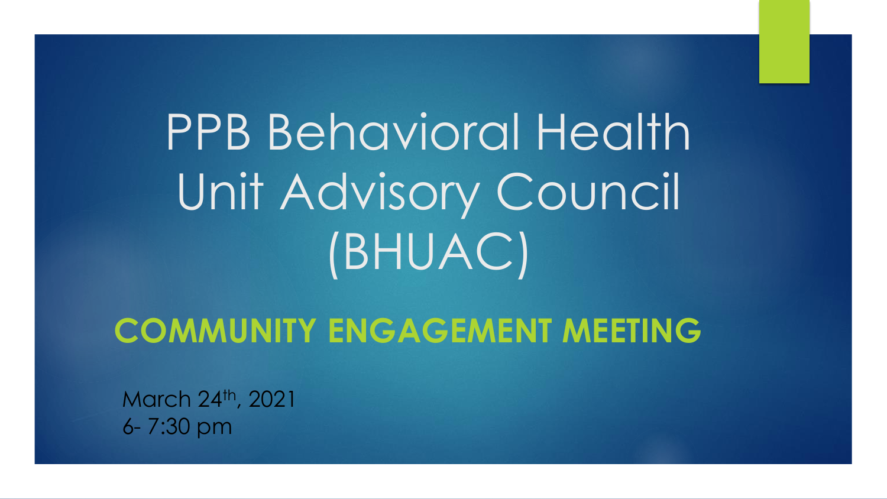# PPB Behavioral Health Unit Advisory Council (BHUAC)

## COMMUNITY ENGAGEMENT MEETING

March 24th, 2021
6- 7:30 pm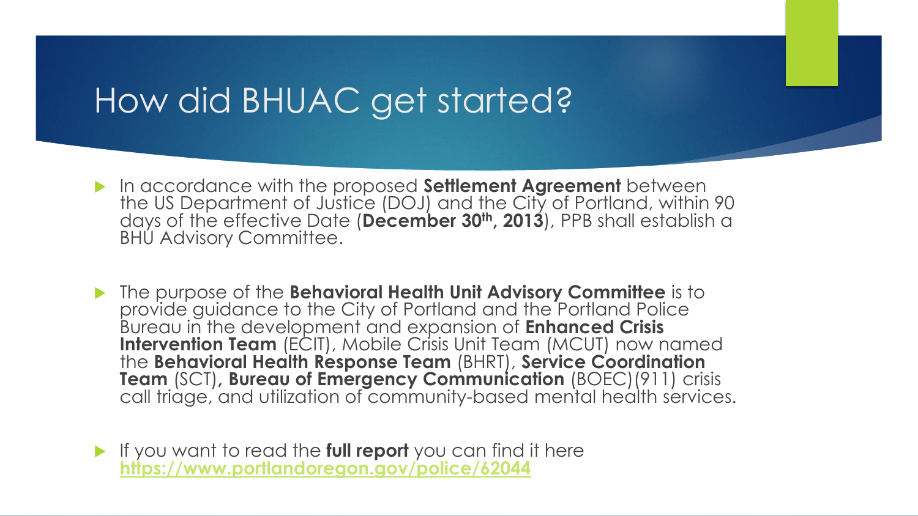# How did BHUAC get started?

- In accordance with the proposed **Settlement Agreement** between the US Department of Justice (DOJ) and the City of Portland, within 90 days of the effective Date (**December 30th, 2013**), PPB shall establish a BHU Advisory Committee.

- The purpose of the **Behavioral Health Unit Advisory Committee** is to provide guidance to the City of Portland and the Portland Police Bureau in the development and expansion of **Enhanced Crisis Intervention Team** (ECIT), Mobile Crisis Unit Team (MCUT) now named the **Behavioral Health Response Team** (BHRT), **Service Coordination Team** (SCT), **Bureau of Emergency Communication** (BOEC)(911) crisis call triage, and utilization of community-based mental health services.

- If you want to read the **full report** you can find it here [https://www.portlandoregon.gov/police/62044](https://www.portlandoregon.gov/police/62044)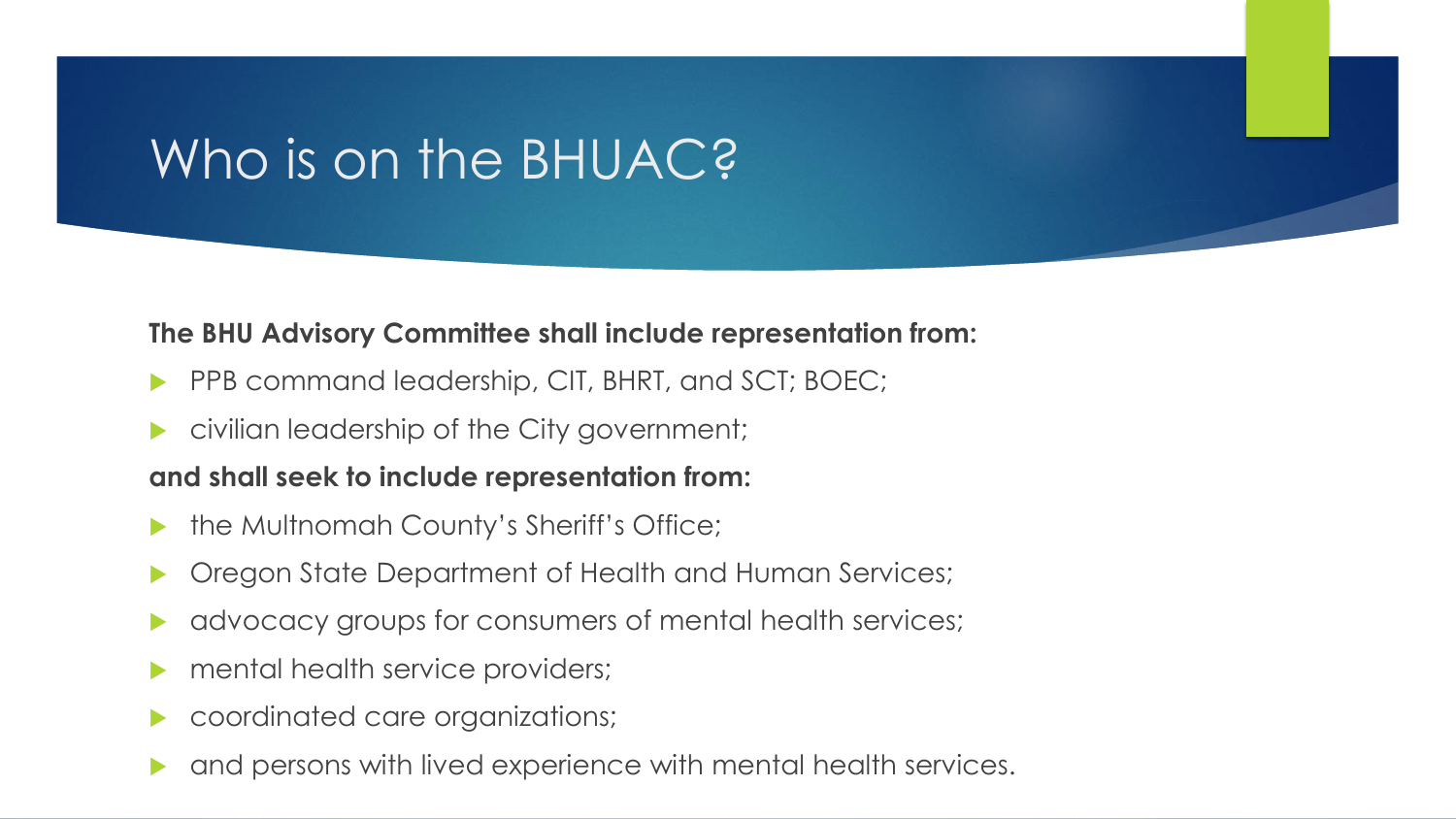# Who is on the BHUAC?

**The BHU Advisory Committee shall include representation from:**

- PPB command leadership, CIT, BHRT, and SCT; BOEC;
- civilian leadership of the City government;

**and shall seek to include representation from:**

- the Multnomah County's Sheriff's Office;
- Oregon State Department of Health and Human Services;
- advocacy groups for consumers of mental health services;
- mental health service providers;
- coordinated care organizations;
- and persons with lived experience with mental health services.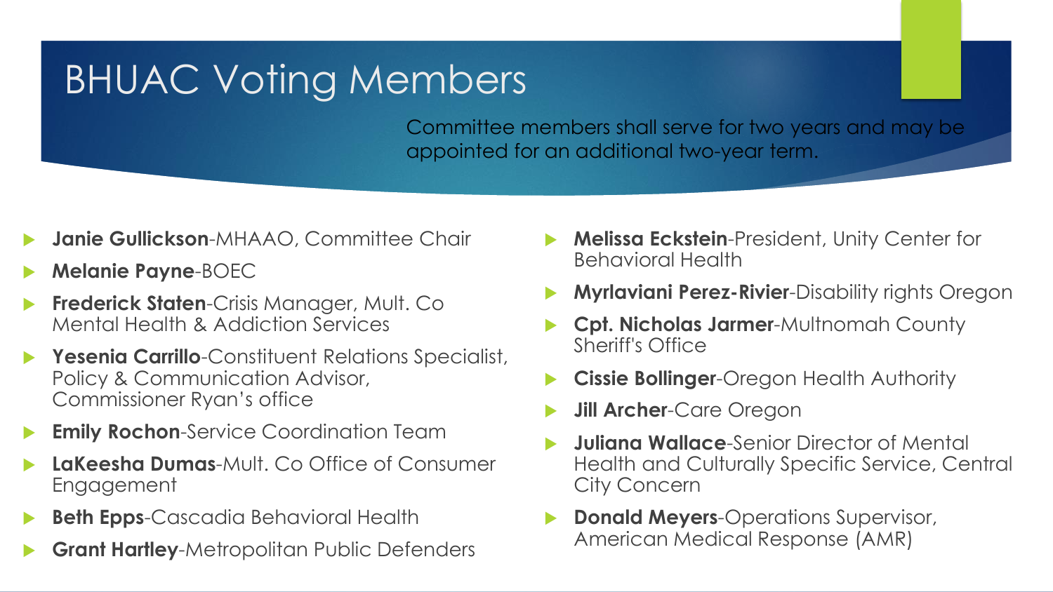# BHUAC Voting Members

Committee members shall serve for two years and may be appointed for an additional two-year term.

- **Janie Gullickson**-MHAAO, Committee Chair
- **Melanie Payne**-BOEC
- **Frederick Staten**-Crisis Manager, Mult. Co Mental Health & Addiction Services
- **Yesenia Carrillo**-Constituent Relations Specialist, Policy & Communication Advisor, Commissioner Ryan's office
- **Emily Rochon**-Service Coordination Team
- **LaKeesha Dumas**-Mult. Co Office of Consumer Engagement
- **Beth Epps**-Cascadia Behavioral Health
- **Grant Hartley**-Metropolitan Public Defenders
- **Melissa Eckstein**-President, Unity Center for Behavioral Health
- **Myrlaviani Perez-Rivier**-Disability rights Oregon
- **Cpt. Nicholas Jarmer**-Multnomah County Sheriff's Office
- **Cissie Bollinger**-Oregon Health Authority
- **Jill Archer**-Care Oregon
- **Juliana Wallace**-Senior Director of Mental Health and Culturally Specific Service, Central City Concern
- **Donald Meyers**-Operations Supervisor, American Medical Response (AMR)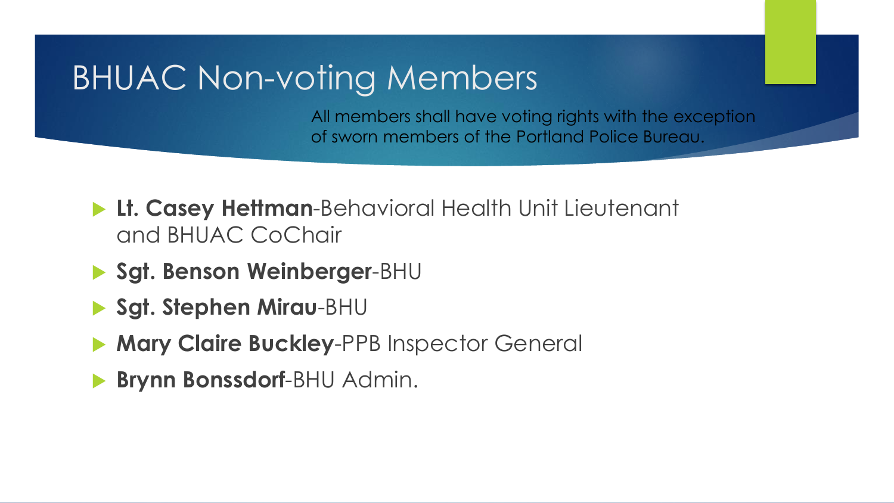# BHUAC Non-voting Members

All members shall have voting rights with the exception of sworn members of the Portland Police Bureau.

- **Lt. Casey Hettman**-Behavioral Health Unit Lieutenant and BHUAC CoChair
- **Sgt. Benson Weinberger**-BHU
- **Sgt. Stephen Mirau**-BHU
- **Mary Claire Buckley**-PPB Inspector General
- **Brynn Bonssdorf**-BHU Admin.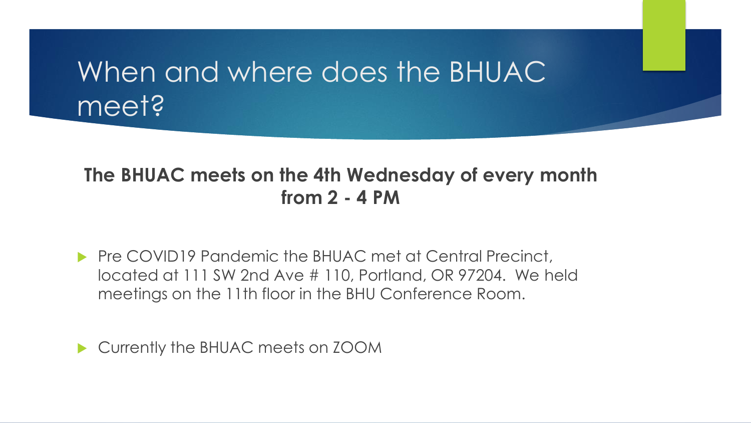# When and where does the BHUAC meet?

**The BHUAC meets on the 4th Wednesday of every month from 2 - 4 PM**

- Pre COVID19 Pandemic the BHUAC met at Central Precinct, located at 111 SW 2nd Ave # 110, Portland, OR 97204. We held meetings on the 11th floor in the BHU Conference Room.

- Currently the BHUAC meets on ZOOM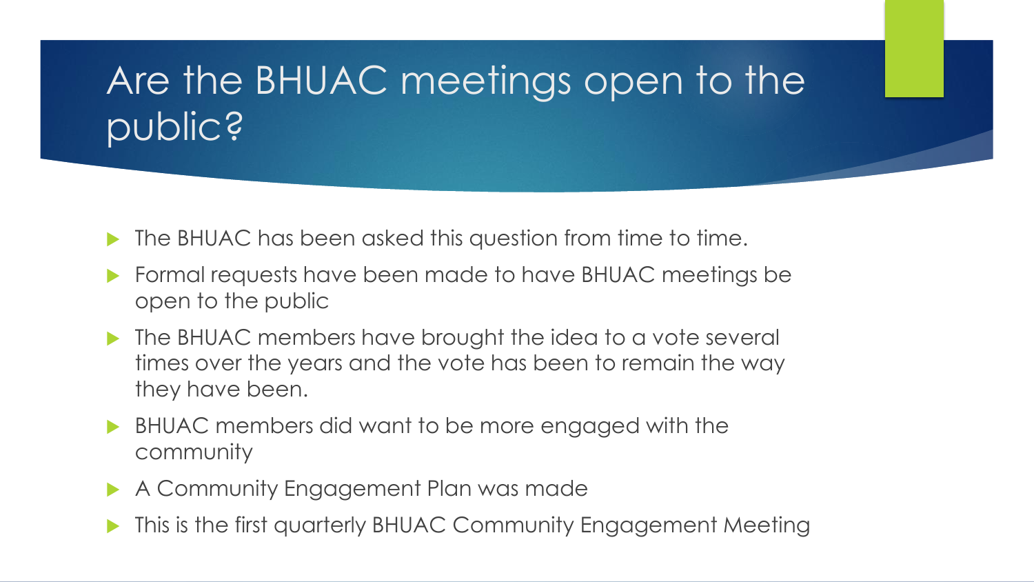# Are the BHUAC meetings open to the public?

- The BHUAC has been asked this question from time to time.
- Formal requests have been made to have BHUAC meetings be open to the public
- The BHUAC members have brought the idea to a vote several times over the years and the vote has been to remain the way they have been.
- BHUAC members did want to be more engaged with the community
- A Community Engagement Plan was made
- This is the first quarterly BHUAC Community Engagement Meeting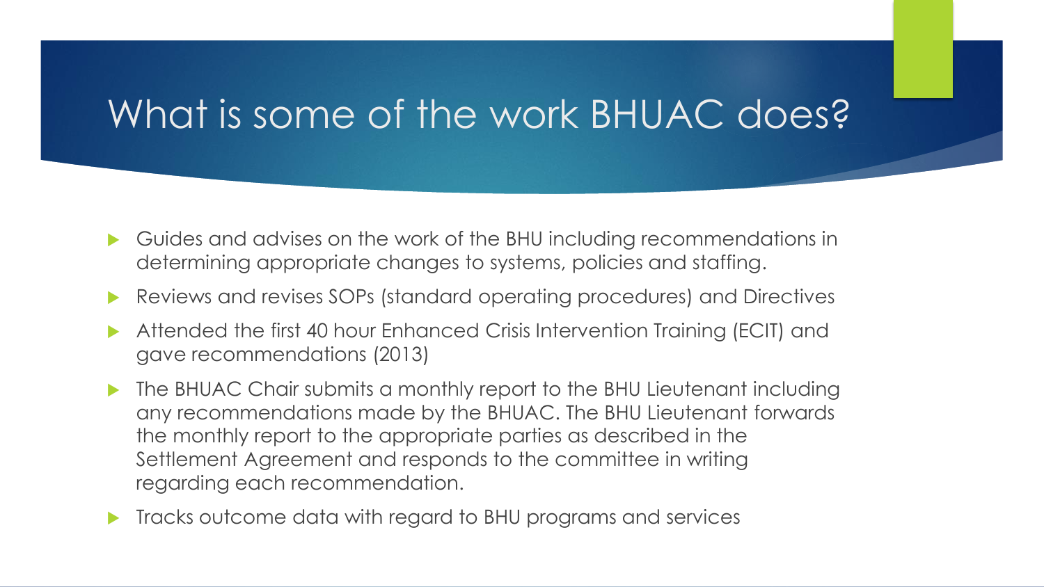# What is some of the work BHUAC does?

- Guides and advises on the work of the BHU including recommendations in determining appropriate changes to systems, policies and staffing.
- Reviews and revises SOPs (standard operating procedures) and Directives
- Attended the first 40 hour Enhanced Crisis Intervention Training (ECIT) and gave recommendations (2013)
- The BHUAC Chair submits a monthly report to the BHU Lieutenant including any recommendations made by the BHUAC. The BHU Lieutenant forwards the monthly report to the appropriate parties as described in the Settlement Agreement and responds to the committee in writing regarding each recommendation.
- Tracks outcome data with regard to BHU programs and services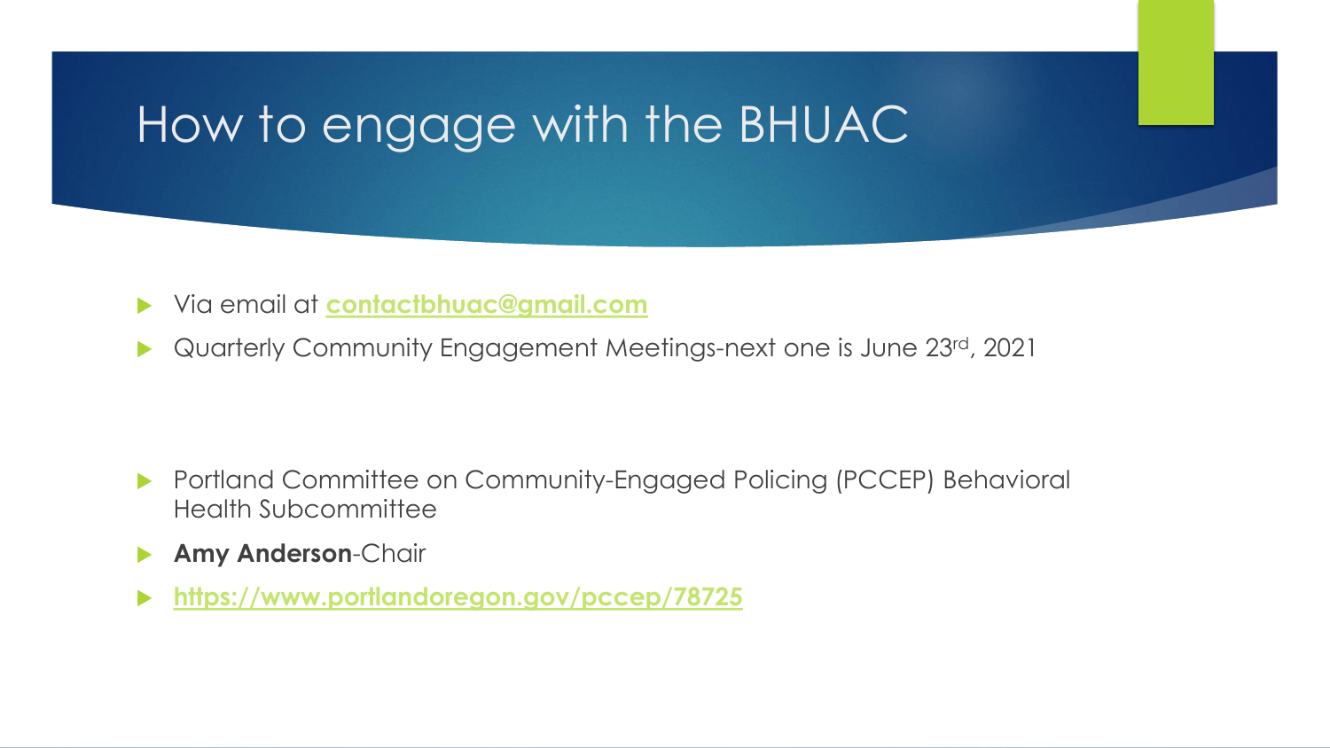# How to engage with the BHUAC

- Via email at **contactbhuac@gmail.com**
- Quarterly Community Engagement Meetings-next one is June 23rd, 2021

- Portland Committee on Community-Engaged Policing (PCCEP) Behavioral Health Subcommittee
- **Amy Anderson**-Chair
- **https://www.portlandoregon.gov/pccep/78725**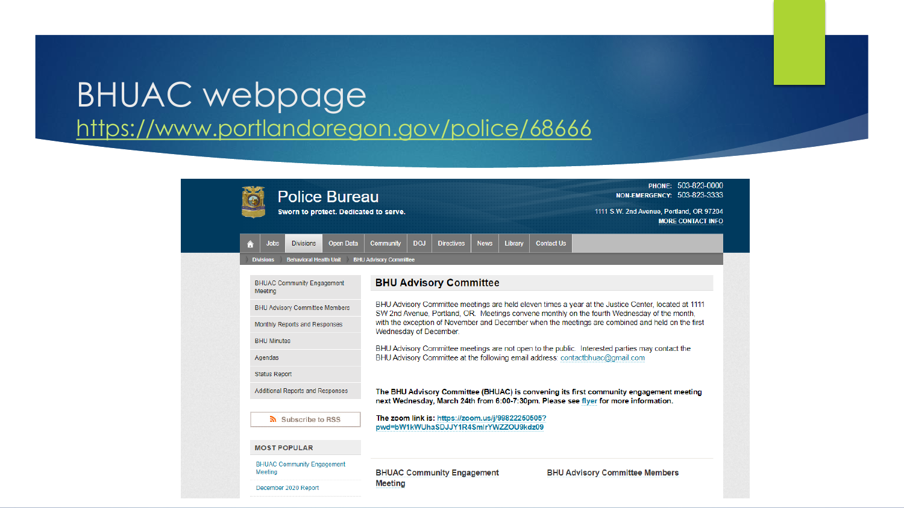# BHUAC webpage

https://www.portlandoregon.gov/police/68666

## Police Bureau

**Sworn to protect. Dedicated to serve.**

PHONE: 503-823-0000
NON-EMERGENCY: 503-823-3333
1111 S.W. 2nd Avenue, Portland, OR 97204
MORE CONTACT INFO

Jobs | Divisions | Open Data | Community | DOJ | Directives | News | Library | Contact Us

Divisions > Behavioral Health Unit > BHU Advisory Committee

- BHUAC Community Engagement Meeting
- BHU Advisory Committee Members
- Monthly Reports and Responses
- BHU Minutes
- Agendas
- Status Report
- Additional Reports and Responses

Subscribe to RSS

**MOST POPULAR**

- BHUAC Community Engagement Meeting
- December 2020 Report

### BHU Advisory Committee

BHU Advisory Committee meetings are held eleven times a year at the Justice Center, located at 1111 SW 2nd Avenue, Portland, OR. Meetings convene monthly on the fourth Wednesday of the month, with the exception of November and December when the meetings are combined and held on the first Wednesday of December.

BHU Advisory Committee meetings are not open to the public. Interested parties may contact the BHU Advisory Committee at the following email address: contactbhuac@gmail.com

**The BHU Advisory Committee (BHUAC) is convening its first community engagement meeting next Wednesday, March 24th from 6:00-7:30pm. Please see flyer for more information.**

**The zoom link is:** https://zoom.us/j/99822260505?pwd=bW1kWUhaSDJJY1R4SmlrYWZZOU9kdz09

**BHUAC Community Engagement Meeting**

**BHU Advisory Committee Members**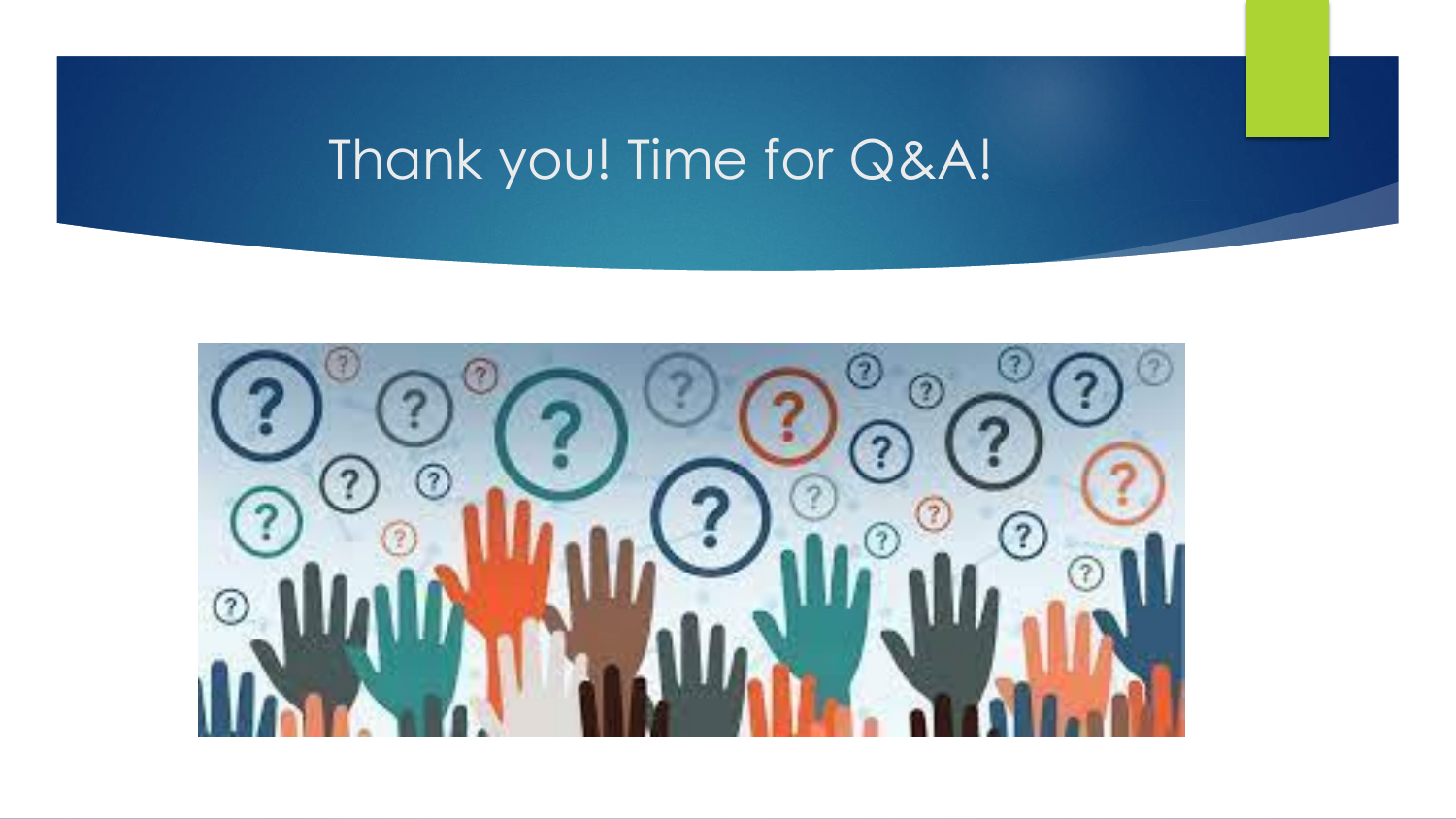# Thank you! Time for Q&A!